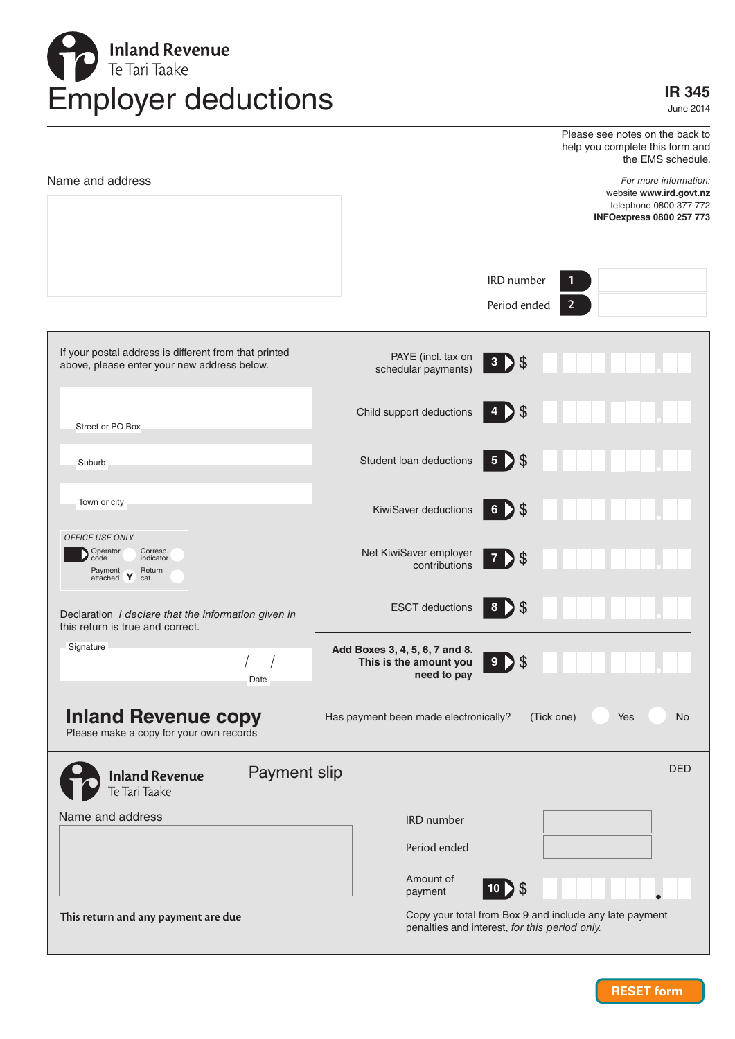Inland Revenue
Te Tari Taake

# Employer deductions

**IR 345**
June 2014

Please see notes on the back to help you complete this form and the EMS schedule.

*For more information:*
website **www.ird.govt.nz**
telephone 0800 377 772
**INFOexpress 0800 257 773**

Name and address

IRD number **1**

Period ended **2**

If your postal address is different from that printed above, please enter your new address below.

Street or PO Box

Suburb

Town or city

*OFFICE USE ONLY*

Operator code | Corresp. indicator
Payment attached **Y** | Return cat.

Declaration *I declare that the information given in this return is true and correct.*

Signature

Date / /

| | | |
|---|---|---|
| PAYE (incl. tax on schedular payments) | **3** | $ |
| Child support deductions | **4** | $ |
| Student loan deductions | **5** | $ |
| KiwiSaver deductions | **6** | $ |
| Net KiwiSaver employer contributions | **7** | $ |
| ESCT deductions | **8** | $ |
| **Add Boxes 3, 4, 5, 6, 7 and 8. This is the amount you need to pay** | **9** | $ |

Has payment been made electronically? (Tick one) Yes No

## Inland Revenue copy

Please make a copy for your own records

---

Inland Revenue
Te Tari Taake

## Payment slip

DED

Name and address

IRD number

Period ended

Amount of payment **10** $

**This return and any payment are due**

Copy your total from Box 9 and include any late payment penalties and interest, *for this period only.*

RESET form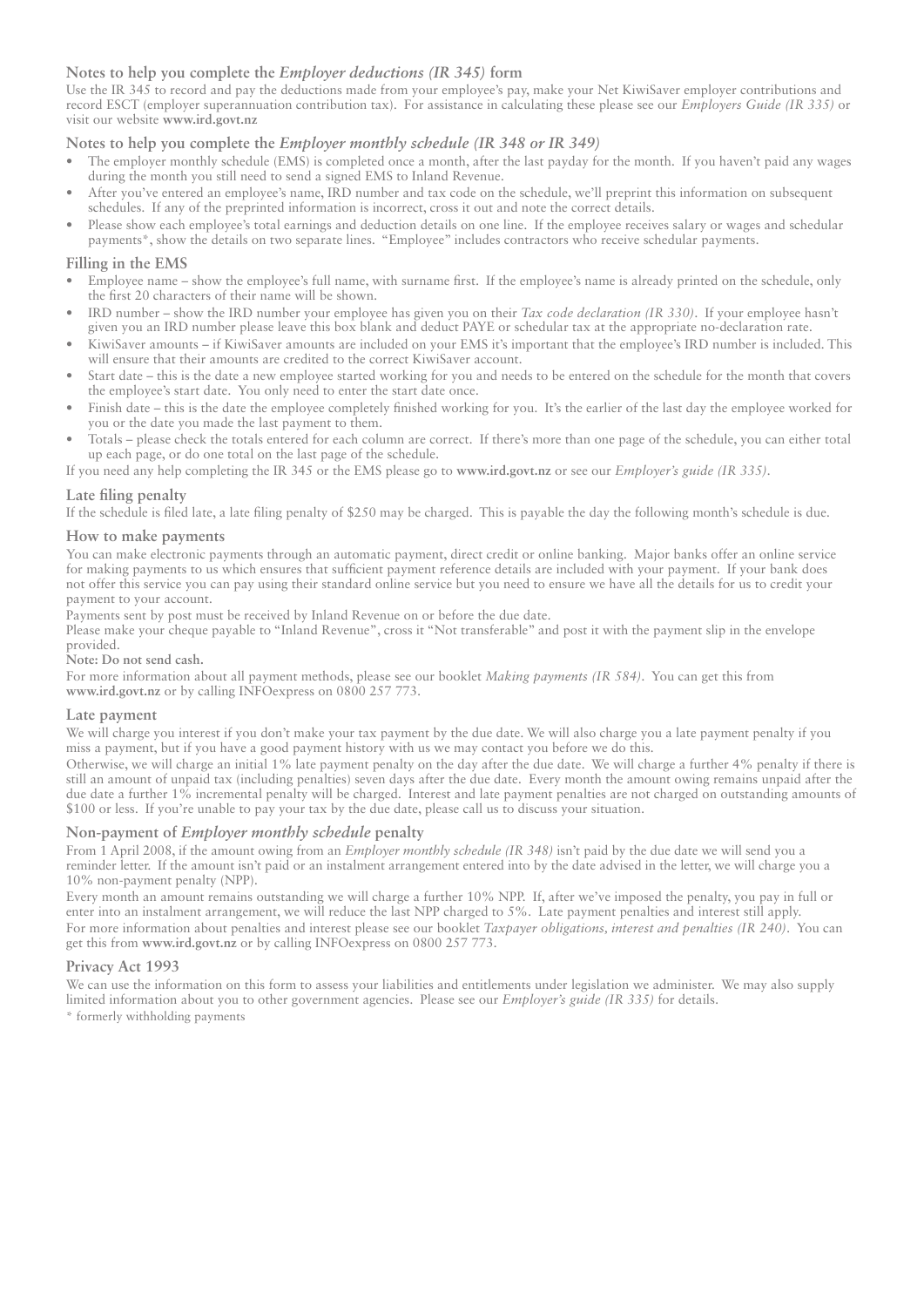### Notes to help you complete the *Employer deductions (IR 345)* form

Use the IR 345 to record and pay the deductions made from your employee's pay, make your Net KiwiSaver employer contributions and record ESCT (employer superannuation contribution tax). For assistance in calculating these please see our *Employers Guide (IR 335)* or visit our website **www.ird.govt.nz**

### Notes to help you complete the *Employer monthly schedule (IR 348 or IR 349)*

- The employer monthly schedule (EMS) is completed once a month, after the last payday for the month. If you haven't paid any wages during the month you still need to send a signed EMS to Inland Revenue.
- After you've entered an employee's name, IRD number and tax code on the schedule, we'll preprint this information on subsequent schedules. If any of the preprinted information is incorrect, cross it out and note the correct details.
- Please show each employee's total earnings and deduction details on one line. If the employee receives salary or wages and schedular payments*, show the details on two separate lines. "Employee" includes contractors who receive schedular payments.

### Filling in the EMS

- Employee name – show the employee's full name, with surname first. If the employee's name is already printed on the schedule, only the first 20 characters of their name will be shown.
- IRD number – show the IRD number your employee has given you on their *Tax code declaration (IR 330)*. If your employee hasn't given you an IRD number please leave this box blank and deduct PAYE or schedular tax at the appropriate no-declaration rate.
- KiwiSaver amounts – if KiwiSaver amounts are included on your EMS it's important that the employee's IRD number is included. This will ensure that their amounts are credited to the correct KiwiSaver account.
- Start date – this is the date a new employee started working for you and needs to be entered on the schedule for the month that covers the employee's start date. You only need to enter the start date once.
- Finish date – this is the date the employee completely finished working for you. It's the earlier of the last day the employee worked for you or the date you made the last payment to them.
- Totals – please check the totals entered for each column are correct. If there's more than one page of the schedule, you can either total up each page, or do one total on the last page of the schedule.

If you need any help completing the IR 345 or the EMS please go to **www.ird.govt.nz** or see our *Employer's guide (IR 335)*.

### Late filing penalty

If the schedule is filed late, a late filing penalty of $250 may be charged. This is payable the day the following month's schedule is due.

### How to make payments

You can make electronic payments through an automatic payment, direct credit or online banking. Major banks offer an online service for making payments to us which ensures that sufficient payment reference details are included with your payment. If your bank does not offer this service you can pay using their standard online service but you need to ensure we have all the details for us to credit your payment to your account.

Payments sent by post must be received by Inland Revenue on or before the due date.

Please make your cheque payable to "Inland Revenue", cross it "Not transferable" and post it with the payment slip in the envelope provided.

**Note: Do not send cash.**

For more information about all payment methods, please see our booklet *Making payments (IR 584)*. You can get this from **www.ird.govt.nz** or by calling INFOexpress on 0800 257 773.

### Late payment

We will charge you interest if you don't make your tax payment by the due date. We will also charge you a late payment penalty if you miss a payment, but if you have a good payment history with us we may contact you before we do this.

Otherwise, we will charge an initial 1% late payment penalty on the day after the due date. We will charge a further 4% penalty if there is still an amount of unpaid tax (including penalties) seven days after the due date. Every month the amount owing remains unpaid after the due date a further 1% incremental penalty will be charged. Interest and late payment penalties are not charged on outstanding amounts of $100 or less. If you're unable to pay your tax by the due date, please call us to discuss your situation.

### Non-payment of *Employer monthly schedule* penalty

From 1 April 2008, if the amount owing from an *Employer monthly schedule (IR 348)* isn't paid by the due date we will send you a reminder letter. If the amount isn't paid or an instalment arrangement entered into by the date advised in the letter, we will charge you a 10% non-payment penalty (NPP).

Every month an amount remains outstanding we will charge a further 10% NPP. If, after we've imposed the penalty, you pay in full or enter into an instalment arrangement, we will reduce the last NPP charged to 5%. Late payment penalties and interest still apply.

For more information about penalties and interest please see our booklet *Taxpayer obligations, interest and penalties (IR 240)*. You can get this from **www.ird.govt.nz** or by calling INFOexpress on 0800 257 773.

### Privacy Act 1993

We can use the information on this form to assess your liabilities and entitlements under legislation we administer. We may also supply limited information about you to other government agencies. Please see our *Employer's guide (IR 335)* for details.

* formerly withholding payments